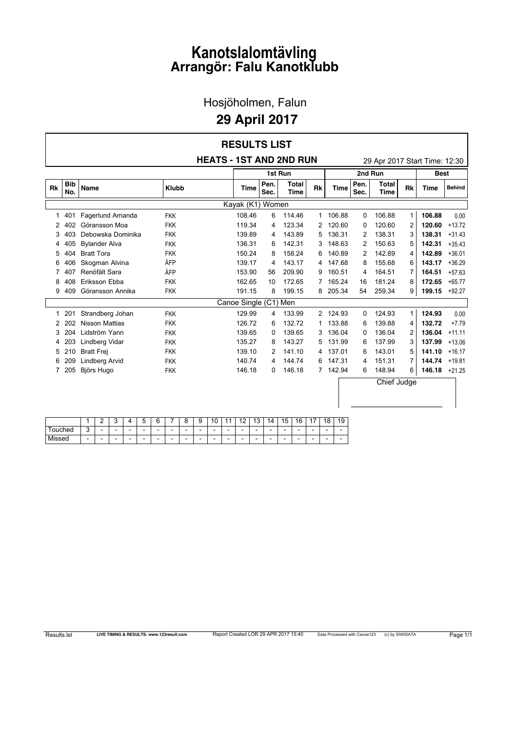# Kanotslalomtävling
## Arrangör: Falu Kanotklubb

Hosjöholmen, Falun

## 29 April 2017

### RESULTS LIST

**HEATS - 1ST AND 2ND RUN** — 29 Apr 2017 Start Time: 12:30

| Rk | Bib No. | Name | Klubb | 1st Run Time | 1st Run Pen. Sec. | 1st Run Total Time | 1st Run Rk | 2nd Run Time | 2nd Run Pen. Sec. | 2nd Run Total Time | 2nd Run Rk | Best Time | Behind |
|---|---|---|---|---|---|---|---|---|---|---|---|---|---|
| | | **Kayak (K1) Women** | | | | | | | | | | | |
| 1 | 401 | Fagerlund Amanda | FKK | 108.46 | 6 | 114.46 | 1 | 106.88 | 0 | 106.88 | 1 | **106.88** | 0.00 |
| 2 | 402 | Göransson Moa | FKK | 119.34 | 4 | 123.34 | 2 | 120.60 | 0 | 120.60 | 2 | **120.60** | +13.72 |
| 3 | 403 | Debowska Dominika | FKK | 139.89 | 4 | 143.89 | 5 | 136.31 | 2 | 138.31 | 3 | **138.31** | +31.43 |
| 4 | 405 | Bylander Alva | FKK | 136.31 | 6 | 142.31 | 3 | 148.63 | 2 | 150.63 | 5 | **142.31** | +35.43 |
| 5 | 404 | Bratt Tora | FKK | 150.24 | 8 | 158.24 | 6 | 140.89 | 2 | 142.89 | 4 | **142.89** | +36.01 |
| 6 | 406 | Skogman Alvina | ÅFP | 139.17 | 4 | 143.17 | 4 | 147.68 | 8 | 155.68 | 6 | **143.17** | +36.29 |
| 7 | 407 | Renöfält Sara | ÅFP | 153.90 | 56 | 209.90 | 9 | 160.51 | 4 | 164.51 | 7 | **164.51** | +57.63 |
| 8 | 408 | Eriksson Ebba | FKK | 162.65 | 10 | 172.65 | 7 | 165.24 | 16 | 181.24 | 8 | **172.65** | +65.77 |
| 9 | 409 | Göransson Annika | FKK | 191.15 | 8 | 199.15 | 8 | 205.34 | 54 | 259.34 | 9 | **199.15** | +92.27 |
| | | **Canoe Single (C1) Men** | | | | | | | | | | | |
| 1 | 201 | Strandberg Johan | FKK | 129.99 | 4 | 133.99 | 2 | 124.93 | 0 | 124.93 | 1 | **124.93** | 0.00 |
| 2 | 202 | Nisson Mattias | FKK | 126.72 | 6 | 132.72 | 1 | 133.88 | 6 | 139.88 | 4 | **132.72** | +7.79 |
| 3 | 204 | Lidström Yann | FKK | 139.65 | 0 | 139.65 | 3 | 136.04 | 0 | 136.04 | 2 | **136.04** | +11.11 |
| 4 | 203 | Lindberg Vidar | FKK | 135.27 | 8 | 143.27 | 5 | 131.99 | 6 | 137.99 | 3 | **137.99** | +13.06 |
| 5 | 210 | Bratt Frej | FKK | 139.10 | 2 | 141.10 | 4 | 137.01 | 6 | 143.01 | 5 | **141.10** | +16.17 |
| 6 | 209 | Lindberg Arvid | FKK | 140.74 | 4 | 144.74 | 6 | 147.31 | 4 | 151.31 | 7 | **144.74** | +19.81 |
| 7 | 205 | Björs Hugo | FKK | 146.18 | 0 | 146.18 | 7 | 142.94 | 6 | 148.94 | 6 | **146.18** | +21.25 |

Chief Judge

______________________

| | 1 | 2 | 3 | 4 | 5 | 6 | 7 | 8 | 9 | 10 | 11 | 12 | 13 | 14 | 15 | 16 | 17 | 18 | 19 |
|---|---|---|---|---|---|---|---|---|---|---|---|---|---|---|---|---|---|---|---|
| Touched | 3 | - | - | - | - | - | - | - | - | - | - | - | - | - | - | - | - | - | - |
| Missed | - | - | - | - | - | - | - | - | - | - | - | - | - | - | - | - | - | - | - |

Results.lst — LIVE TIMING & RESULTS: www.123result.com — Report Created LÖR 29 APR 2017 15:40 — Data Processed with Canoe123 (c) by SIWIDATA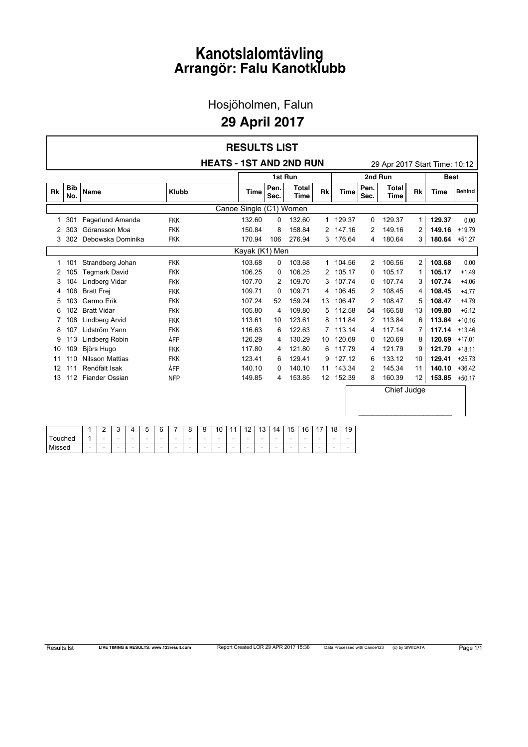# Kanotslalomtävling
## Arrangör: Falu Kanotklubb

Hosjöholmen, Falun

**29 April 2017**

## RESULTS LIST

**HEATS - 1ST AND 2ND RUN** 29 Apr 2017 Start Time: 10:12

| | | | | 1st Run | | | | 2nd Run | | | | Best | |
|---|---|---|---|---|---|---|---|---|---|---|---|---|---|
| Rk | Bib No. | Name | Klubb | Time | Pen. Sec. | Total Time | Rk | Time | Pen. Sec. | Total Time | Rk | Time | Behind |
| | | | | Canoe Single (C1) Women | | | | | | | | | |
| 1 | 301 | Fagerlund Amanda | FKK | 132.60 | 0 | 132.60 | 1 | 129.37 | 0 | 129.37 | 1 | **129.37** | 0.00 |
| 2 | 303 | Göransson Moa | FKK | 150.84 | 8 | 158.84 | 2 | 147.16 | 2 | 149.16 | 2 | **149.16** | +19.79 |
| 3 | 302 | Debowska Dominika | FKK | 170.94 | 106 | 276.94 | 3 | 176.64 | 4 | 180.64 | 3 | **180.64** | +51.27 |
| | | | | Kayak (K1) Men | | | | | | | | | |
| 1 | 101 | Strandberg Johan | FKK | 103.68 | 0 | 103.68 | 1 | 104.56 | 2 | 106.56 | 2 | **103.68** | 0.00 |
| 2 | 105 | Tegmark David | FKK | 106.25 | 0 | 106.25 | 2 | 105.17 | 0 | 105.17 | 1 | **105.17** | +1.49 |
| 3 | 104 | Lindberg Vidar | FKK | 107.70 | 2 | 109.70 | 3 | 107.74 | 0 | 107.74 | 3 | **107.74** | +4.06 |
| 4 | 106 | Bratt Frej | FKK | 109.71 | 0 | 109.71 | 4 | 106.45 | 2 | 108.45 | 4 | **108.45** | +4.77 |
| 5 | 103 | Garmo Erik | FKK | 107.24 | 52 | 159.24 | 13 | 106.47 | 2 | 108.47 | 5 | **108.47** | +4.79 |
| 6 | 102 | Bratt Vidar | FKK | 105.80 | 4 | 109.80 | 5 | 112.58 | 54 | 166.58 | 13 | **109.80** | +6.12 |
| 7 | 108 | Lindberg Arvid | FKK | 113.61 | 10 | 123.61 | 8 | 111.84 | 2 | 113.84 | 6 | **113.84** | +10.16 |
| 8 | 107 | Lidström Yann | FKK | 116.63 | 6 | 122.63 | 7 | 113.14 | 4 | 117.14 | 7 | **117.14** | +13.46 |
| 9 | 113 | Lindberg Robin | ÅFP | 126.29 | 4 | 130.29 | 10 | 120.69 | 0 | 120.69 | 8 | **120.69** | +17.01 |
| 10 | 109 | Björs Hugo | FKK | 117.80 | 4 | 121.80 | 6 | 117.79 | 4 | 121.79 | 9 | **121.79** | +18.11 |
| 11 | 110 | Nilsson Mattias | FKK | 123.41 | 6 | 129.41 | 9 | 127.12 | 6 | 133.12 | 10 | **129.41** | +25.73 |
| 12 | 111 | Renöfält Isak | ÅFP | 140.10 | 0 | 140.10 | 11 | 143.34 | 2 | 145.34 | 11 | **140.10** | +36.42 |
| 13 | 112 | Fiander Ossian | NFP | 149.85 | 4 | 153.85 | 12 | 152.39 | 8 | 160.39 | 12 | **153.85** | +50.17 |

Chief Judge

______________________

| | 1 | 2 | 3 | 4 | 5 | 6 | 7 | 8 | 9 | 10 | 11 | 12 | 13 | 14 | 15 | 16 | 17 | 18 | 19 |
|---|---|---|---|---|---|---|---|---|---|---|---|---|---|---|---|---|---|---|---|
| Touched | 1 | - | - | - | - | - | - | - | - | - | - | - | - | - | - | - | - | - | - |
| Missed | - | - | - | - | - | - | - | - | - | - | - | - | - | - | - | - | - | - | - |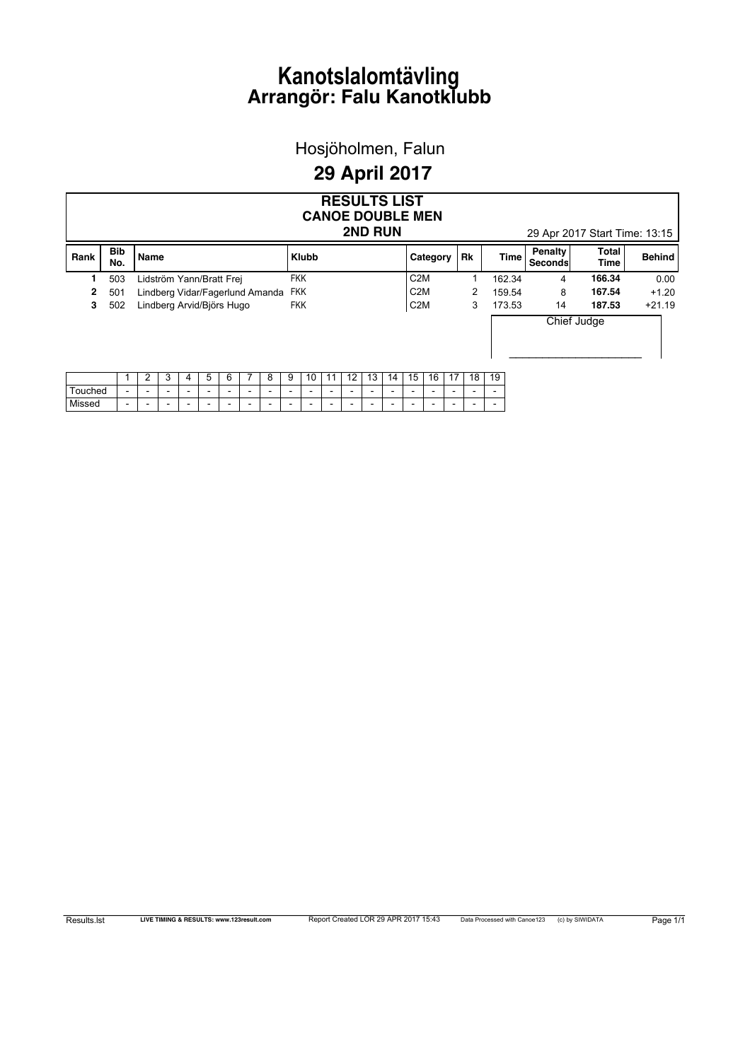# Kanotslalomtävling
# Arrangör: Falu Kanotklubb

## Hosjöholmen, Falun

## 29 April 2017

### RESULTS LIST
### CANOE DOUBLE MEN
### 2ND RUN

29 Apr 2017 Start Time: 13:15

| Rank | Bib No. | Name | Klubb | Category | Rk | Time | Penalty Seconds | Total Time | Behind |
|---|---|---|---|---|---|---|---|---|---|
| **1** | 503 | Lidström Yann/Bratt Frej | FKK | C2M | 1 | 162.34 | 4 | **166.34** | 0.00 |
| **2** | 501 | Lindberg Vidar/Fagerlund Amanda | FKK | C2M | 2 | 159.54 | 8 | **167.54** | +1.20 |
| **3** | 502 | Lindberg Arvid/Björs Hugo | FKK | C2M | 3 | 173.53 | 14 | **187.53** | +21.19 |

Chief Judge

_______________________

| | 1 | 2 | 3 | 4 | 5 | 6 | 7 | 8 | 9 | 10 | 11 | 12 | 13 | 14 | 15 | 16 | 17 | 18 | 19 |
|---|---|---|---|---|---|---|---|---|---|---|---|---|---|---|---|---|---|---|---|
| Touched | - | - | - | - | - | - | - | - | - | - | - | - | - | - | - | - | - | - | - |
| Missed | - | - | - | - | - | - | - | - | - | - | - | - | - | - | - | - | - | - | - |

Results.lst LIVE TIMING & RESULTS: www.123result.com Report Created LOR 29 APR 2017 15:43 Data Processed with Canoe123 (c) by SIWIDATA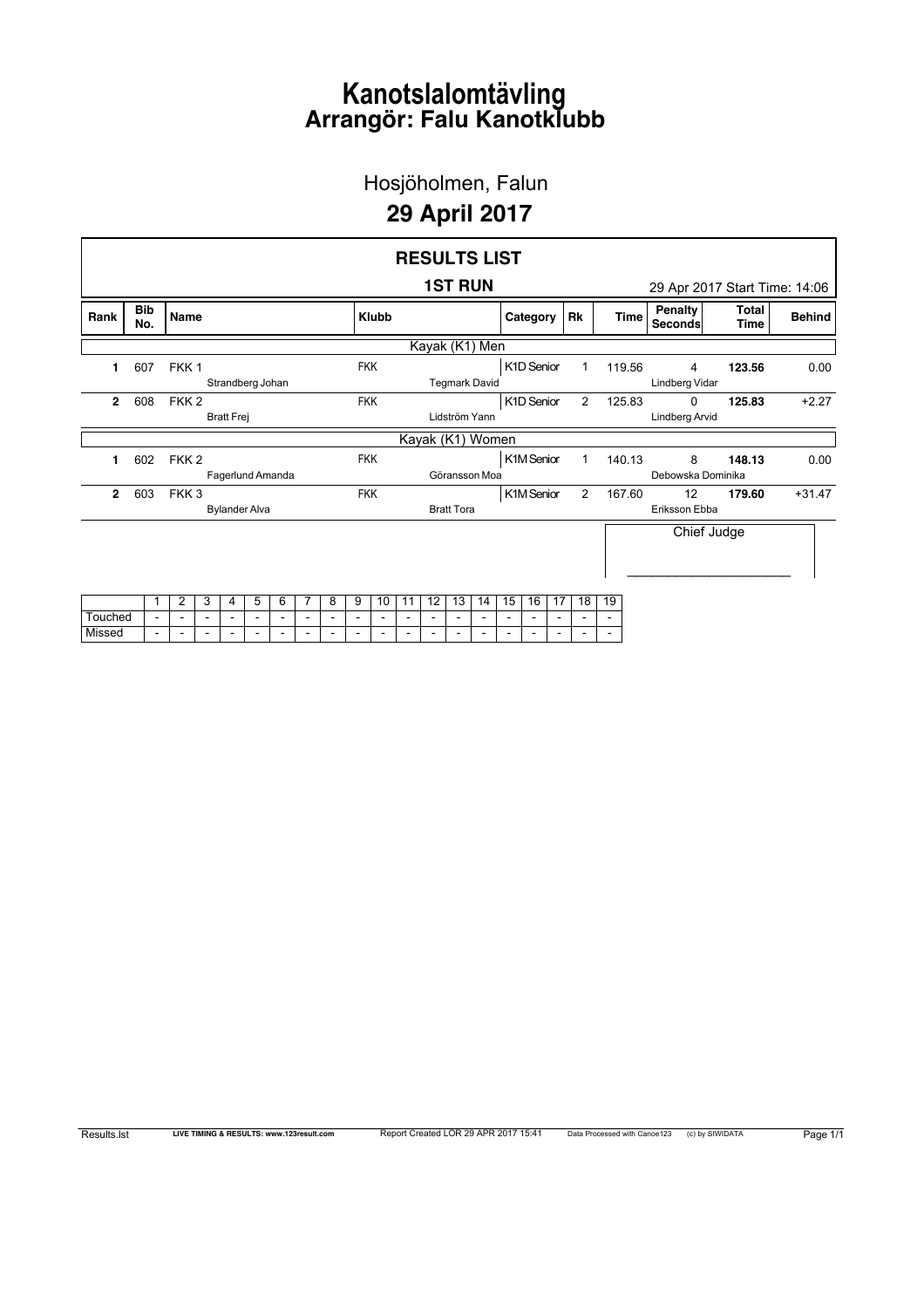# Kanotslalomtävling
## Arrangör: Falu Kanotklubb

Hosjöholmen, Falun

## 29 April 2017

### RESULTS LIST

**1ST RUN** — 29 Apr 2017 Start Time: 14:06

| Rank | Bib No. | Name | Klubb | Category | Rk | Time | Penalty Seconds | Total Time | Behind |
|---|---|---|---|---|---|---|---|---|---|
| | | | Kayak (K1) Men | | | | | | |
| **1** | 607 | FKK 1 | FKK | K1D Senior | 1 | 119.56 | 4 | **123.56** | 0.00 |
| | | Strandberg Johan | Tegmark David | | | | Lindberg Vidar | | |
| **2** | 608 | FKK 2 | FKK | K1D Senior | 2 | 125.83 | 0 | **125.83** | +2.27 |
| | | Bratt Frej | Lidström Yann | | | | Lindberg Arvid | | |
| | | | Kayak (K1) Women | | | | | | |
| **1** | 602 | FKK 2 | FKK | K1M Senior | 1 | 140.13 | 8 | **148.13** | 0.00 |
| | | Fagerlund Amanda | Göransson Moa | | | | Debowska Dominika | | |
| **2** | 603 | FKK 3 | FKK | K1M Senior | 2 | 167.60 | 12 | **179.60** | +31.47 |
| | | Bylander Alva | Bratt Tora | | | | Eriksson Ebba | | |

Chief Judge

\_\_\_\_\_\_\_\_\_\_\_\_\_\_\_\_\_\_\_\_\_\_

| | 1 | 2 | 3 | 4 | 5 | 6 | 7 | 8 | 9 | 10 | 11 | 12 | 13 | 14 | 15 | 16 | 17 | 18 | 19 |
|---|---|---|---|---|---|---|---|---|---|---|---|---|---|---|---|---|---|---|---|
| Touched | - | - | - | - | - | - | - | - | - | - | - | - | - | - | - | - | - | - | - |
| Missed | - | - | - | - | - | - | - | - | - | - | - | - | - | - | - | - | - | - | - |

Results.lst LIVE TIMING & RESULTS: www.123result.com Report Created LOR 29 APR 2017 15:41 Data Processed with Canoe123 (c) by SIWIDATA